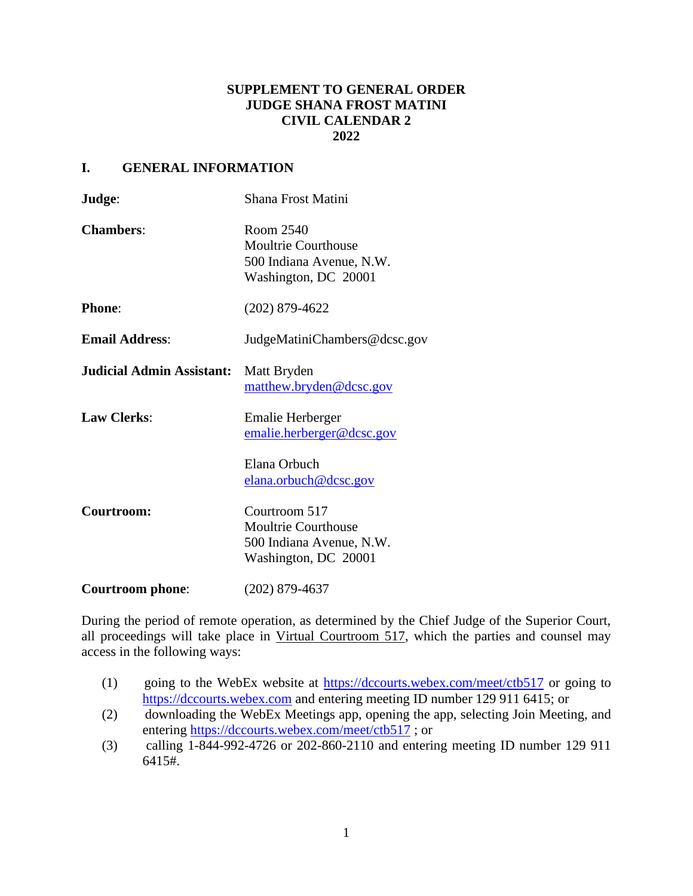**SUPPLEMENT TO GENERAL ORDER**
**JUDGE SHANA FROST MATINI**
**CIVIL CALENDAR 2**
**2022**

## I. GENERAL INFORMATION

**Judge**: Shana Frost Matini

**Chambers**: Room 2540
Moultrie Courthouse
500 Indiana Avenue, N.W.
Washington, DC 20001

**Phone**: (202) 879-4622

**Email Address**: JudgeMatiniChambers@dcsc.gov

**Judicial Admin Assistant:** Matt Bryden
matthew.bryden@dcsc.gov

**Law Clerks**: Emalie Herberger
emalie.herberger@dcsc.gov

Elana Orbuch
elana.orbuch@dcsc.gov

**Courtroom:** Courtroom 517
Moultrie Courthouse
500 Indiana Avenue, N.W.
Washington, DC 20001

**Courtroom phone**: (202) 879-4637

During the period of remote operation, as determined by the Chief Judge of the Superior Court, all proceedings will take place in Virtual Courtroom 517, which the parties and counsel may access in the following ways:

(1) going to the WebEx website at https://dccourts.webex.com/meet/ctb517 or going to https://dccourts.webex.com and entering meeting ID number 129 911 6415; or
(2) downloading the WebEx Meetings app, opening the app, selecting Join Meeting, and entering https://dccourts.webex.com/meet/ctb517 ; or
(3) calling 1-844-992-4726 or 202-860-2110 and entering meeting ID number 129 911 6415#.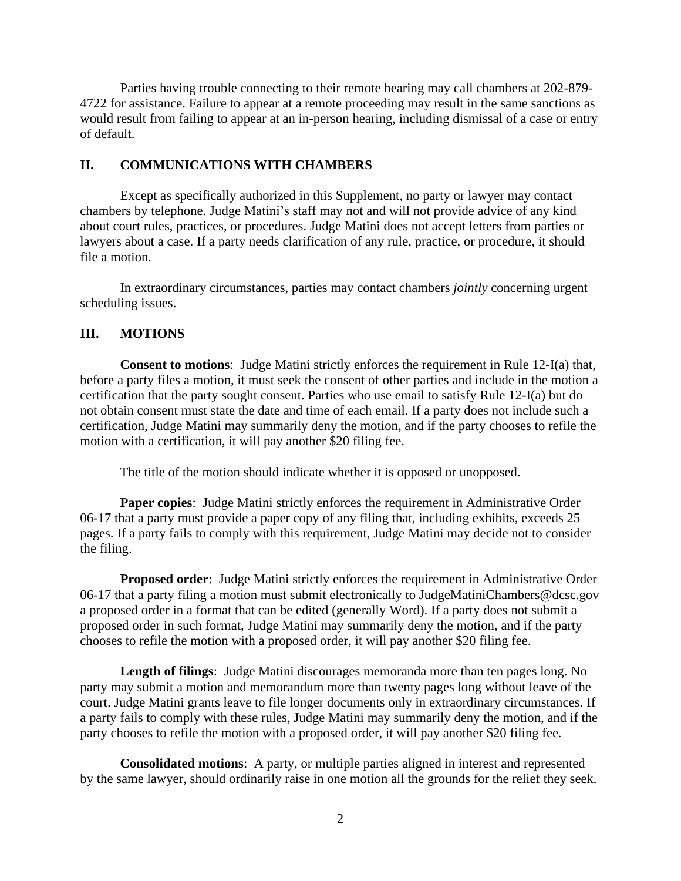Parties having trouble connecting to their remote hearing may call chambers at 202-879-4722 for assistance. Failure to appear at a remote proceeding may result in the same sanctions as would result from failing to appear at an in-person hearing, including dismissal of a case or entry of default.

## II. COMMUNICATIONS WITH CHAMBERS

Except as specifically authorized in this Supplement, no party or lawyer may contact chambers by telephone. Judge Matini's staff may not and will not provide advice of any kind about court rules, practices, or procedures. Judge Matini does not accept letters from parties or lawyers about a case. If a party needs clarification of any rule, practice, or procedure, it should file a motion.

In extraordinary circumstances, parties may contact chambers *jointly* concerning urgent scheduling issues.

## III. MOTIONS

**Consent to motions**: Judge Matini strictly enforces the requirement in Rule 12-I(a) that, before a party files a motion, it must seek the consent of other parties and include in the motion a certification that the party sought consent. Parties who use email to satisfy Rule 12-I(a) but do not obtain consent must state the date and time of each email. If a party does not include such a certification, Judge Matini may summarily deny the motion, and if the party chooses to refile the motion with a certification, it will pay another $20 filing fee.

The title of the motion should indicate whether it is opposed or unopposed.

**Paper copies**: Judge Matini strictly enforces the requirement in Administrative Order 06-17 that a party must provide a paper copy of any filing that, including exhibits, exceeds 25 pages. If a party fails to comply with this requirement, Judge Matini may decide not to consider the filing.

**Proposed order**: Judge Matini strictly enforces the requirement in Administrative Order 06-17 that a party filing a motion must submit electronically to JudgeMatiniChambers@dcsc.gov a proposed order in a format that can be edited (generally Word). If a party does not submit a proposed order in such format, Judge Matini may summarily deny the motion, and if the party chooses to refile the motion with a proposed order, it will pay another $20 filing fee.

**Length of filings**: Judge Matini discourages memoranda more than ten pages long. No party may submit a motion and memorandum more than twenty pages long without leave of the court. Judge Matini grants leave to file longer documents only in extraordinary circumstances. If a party fails to comply with these rules, Judge Matini may summarily deny the motion, and if the party chooses to refile the motion with a proposed order, it will pay another $20 filing fee.

**Consolidated motions**: A party, or multiple parties aligned in interest and represented by the same lawyer, should ordinarily raise in one motion all the grounds for the relief they seek.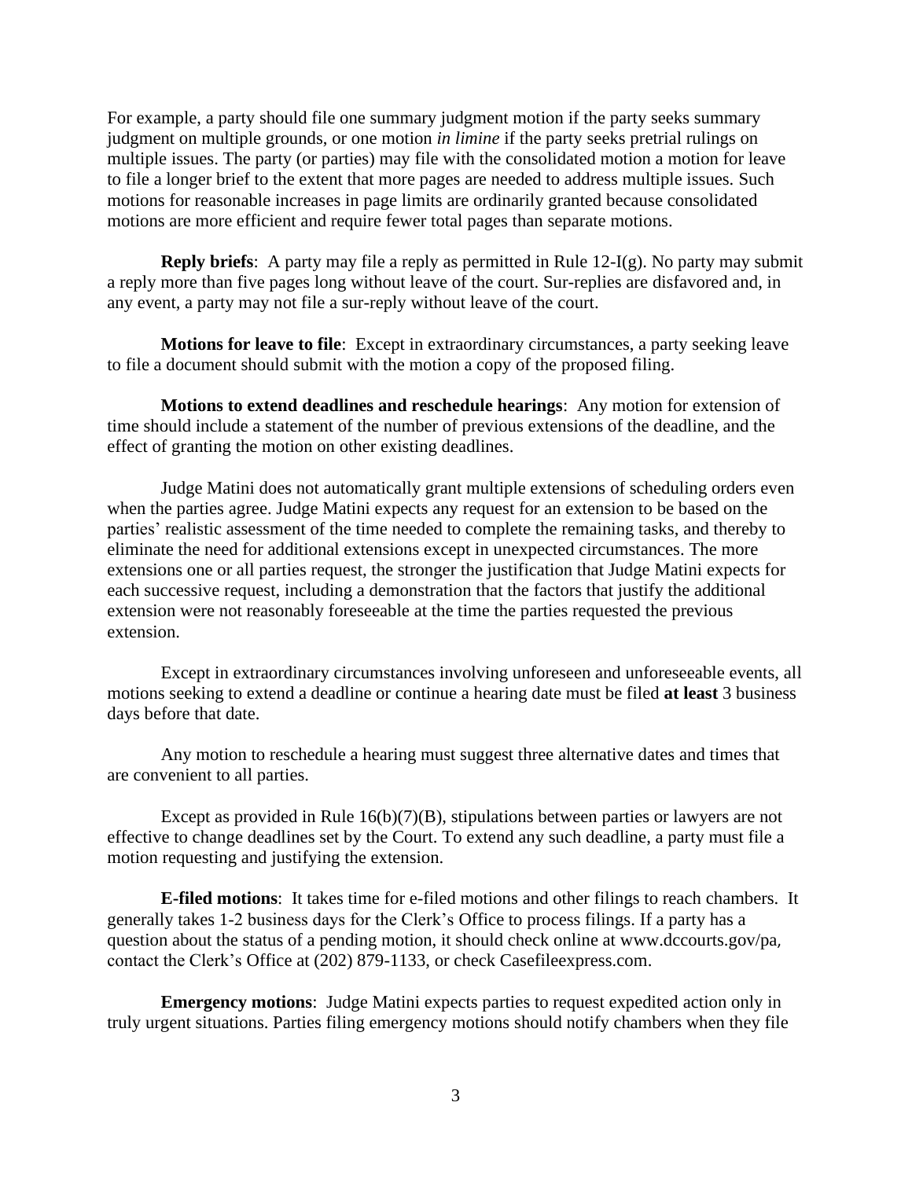For example, a party should file one summary judgment motion if the party seeks summary judgment on multiple grounds, or one motion *in limine* if the party seeks pretrial rulings on multiple issues. The party (or parties) may file with the consolidated motion a motion for leave to file a longer brief to the extent that more pages are needed to address multiple issues. Such motions for reasonable increases in page limits are ordinarily granted because consolidated motions are more efficient and require fewer total pages than separate motions.

**Reply briefs**: A party may file a reply as permitted in Rule 12-I(g). No party may submit a reply more than five pages long without leave of the court. Sur-replies are disfavored and, in any event, a party may not file a sur-reply without leave of the court.

**Motions for leave to file**: Except in extraordinary circumstances, a party seeking leave to file a document should submit with the motion a copy of the proposed filing.

**Motions to extend deadlines and reschedule hearings**: Any motion for extension of time should include a statement of the number of previous extensions of the deadline, and the effect of granting the motion on other existing deadlines.

Judge Matini does not automatically grant multiple extensions of scheduling orders even when the parties agree. Judge Matini expects any request for an extension to be based on the parties' realistic assessment of the time needed to complete the remaining tasks, and thereby to eliminate the need for additional extensions except in unexpected circumstances. The more extensions one or all parties request, the stronger the justification that Judge Matini expects for each successive request, including a demonstration that the factors that justify the additional extension were not reasonably foreseeable at the time the parties requested the previous extension.

Except in extraordinary circumstances involving unforeseen and unforeseeable events, all motions seeking to extend a deadline or continue a hearing date must be filed **at least** 3 business days before that date.

Any motion to reschedule a hearing must suggest three alternative dates and times that are convenient to all parties.

Except as provided in Rule 16(b)(7)(B), stipulations between parties or lawyers are not effective to change deadlines set by the Court. To extend any such deadline, a party must file a motion requesting and justifying the extension.

**E-filed motions**: It takes time for e-filed motions and other filings to reach chambers. It generally takes 1-2 business days for the Clerk's Office to process filings. If a party has a question about the status of a pending motion, it should check online at www.dccourts.gov/pa, contact the Clerk's Office at (202) 879-1133, or check Casefileexpress.com.

**Emergency motions**: Judge Matini expects parties to request expedited action only in truly urgent situations. Parties filing emergency motions should notify chambers when they file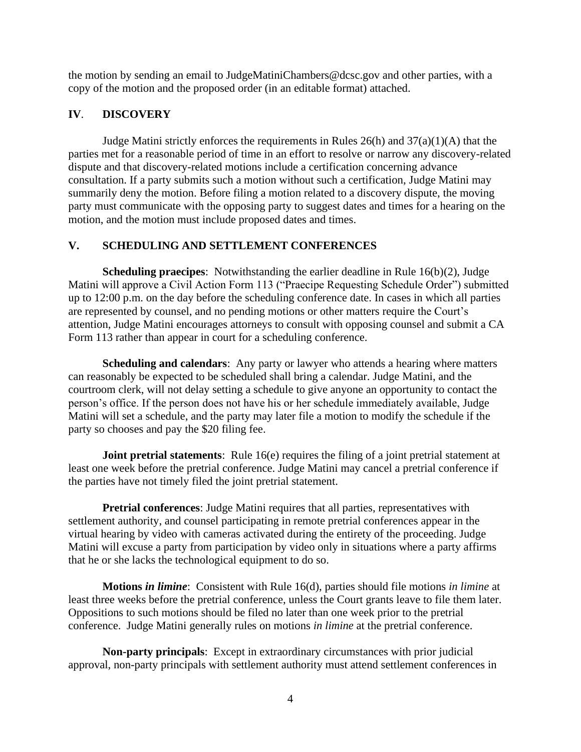the motion by sending an email to JudgeMatiniChambers@dcsc.gov and other parties, with a copy of the motion and the proposed order (in an editable format) attached.

## IV. DISCOVERY

Judge Matini strictly enforces the requirements in Rules 26(h) and 37(a)(1)(A) that the parties met for a reasonable period of time in an effort to resolve or narrow any discovery-related dispute and that discovery-related motions include a certification concerning advance consultation. If a party submits such a motion without such a certification, Judge Matini may summarily deny the motion. Before filing a motion related to a discovery dispute, the moving party must communicate with the opposing party to suggest dates and times for a hearing on the motion, and the motion must include proposed dates and times.

## V. SCHEDULING AND SETTLEMENT CONFERENCES

**Scheduling praecipes**: Notwithstanding the earlier deadline in Rule 16(b)(2), Judge Matini will approve a Civil Action Form 113 ("Praecipe Requesting Schedule Order") submitted up to 12:00 p.m. on the day before the scheduling conference date. In cases in which all parties are represented by counsel, and no pending motions or other matters require the Court's attention, Judge Matini encourages attorneys to consult with opposing counsel and submit a CA Form 113 rather than appear in court for a scheduling conference.

**Scheduling and calendars**: Any party or lawyer who attends a hearing where matters can reasonably be expected to be scheduled shall bring a calendar. Judge Matini, and the courtroom clerk, will not delay setting a schedule to give anyone an opportunity to contact the person's office. If the person does not have his or her schedule immediately available, Judge Matini will set a schedule, and the party may later file a motion to modify the schedule if the party so chooses and pay the $20 filing fee.

**Joint pretrial statements**: Rule 16(e) requires the filing of a joint pretrial statement at least one week before the pretrial conference. Judge Matini may cancel a pretrial conference if the parties have not timely filed the joint pretrial statement.

**Pretrial conferences**: Judge Matini requires that all parties, representatives with settlement authority, and counsel participating in remote pretrial conferences appear in the virtual hearing by video with cameras activated during the entirety of the proceeding. Judge Matini will excuse a party from participation by video only in situations where a party affirms that he or she lacks the technological equipment to do so.

**Motions *in limine***: Consistent with Rule 16(d), parties should file motions *in limine* at least three weeks before the pretrial conference, unless the Court grants leave to file them later. Oppositions to such motions should be filed no later than one week prior to the pretrial conference. Judge Matini generally rules on motions *in limine* at the pretrial conference.

**Non-party principals**: Except in extraordinary circumstances with prior judicial approval, non-party principals with settlement authority must attend settlement conferences in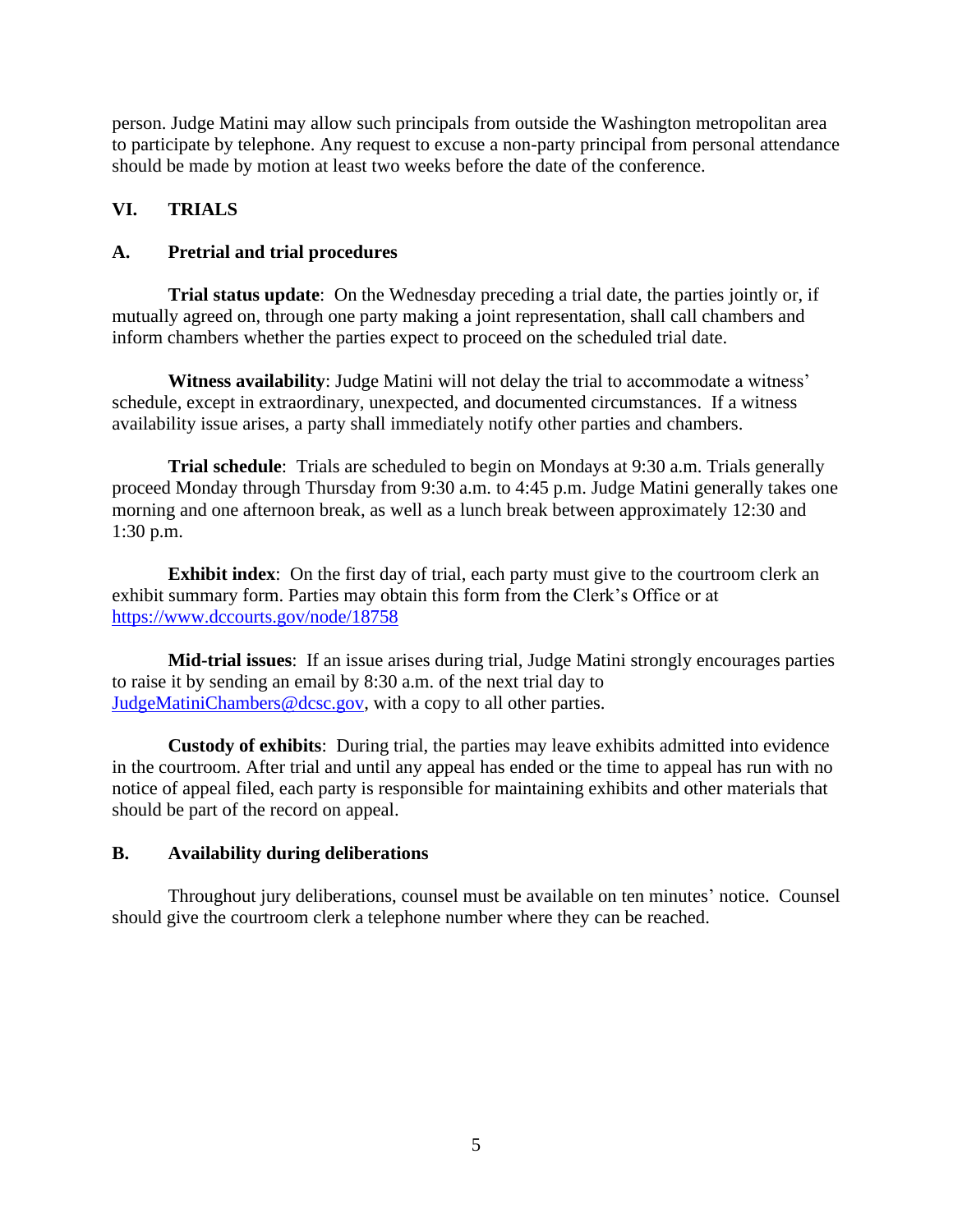person. Judge Matini may allow such principals from outside the Washington metropolitan area to participate by telephone. Any request to excuse a non-party principal from personal attendance should be made by motion at least two weeks before the date of the conference.

## VI. TRIALS

### A. Pretrial and trial procedures

**Trial status update**: On the Wednesday preceding a trial date, the parties jointly or, if mutually agreed on, through one party making a joint representation, shall call chambers and inform chambers whether the parties expect to proceed on the scheduled trial date.

**Witness availability**: Judge Matini will not delay the trial to accommodate a witness' schedule, except in extraordinary, unexpected, and documented circumstances. If a witness availability issue arises, a party shall immediately notify other parties and chambers.

**Trial schedule**: Trials are scheduled to begin on Mondays at 9:30 a.m. Trials generally proceed Monday through Thursday from 9:30 a.m. to 4:45 p.m. Judge Matini generally takes one morning and one afternoon break, as well as a lunch break between approximately 12:30 and 1:30 p.m.

**Exhibit index**: On the first day of trial, each party must give to the courtroom clerk an exhibit summary form. Parties may obtain this form from the Clerk's Office or at https://www.dccourts.gov/node/18758

**Mid-trial issues**: If an issue arises during trial, Judge Matini strongly encourages parties to raise it by sending an email by 8:30 a.m. of the next trial day to JudgeMatiniChambers@dcsc.gov, with a copy to all other parties.

**Custody of exhibits**: During trial, the parties may leave exhibits admitted into evidence in the courtroom. After trial and until any appeal has ended or the time to appeal has run with no notice of appeal filed, each party is responsible for maintaining exhibits and other materials that should be part of the record on appeal.

### B. Availability during deliberations

Throughout jury deliberations, counsel must be available on ten minutes' notice. Counsel should give the courtroom clerk a telephone number where they can be reached.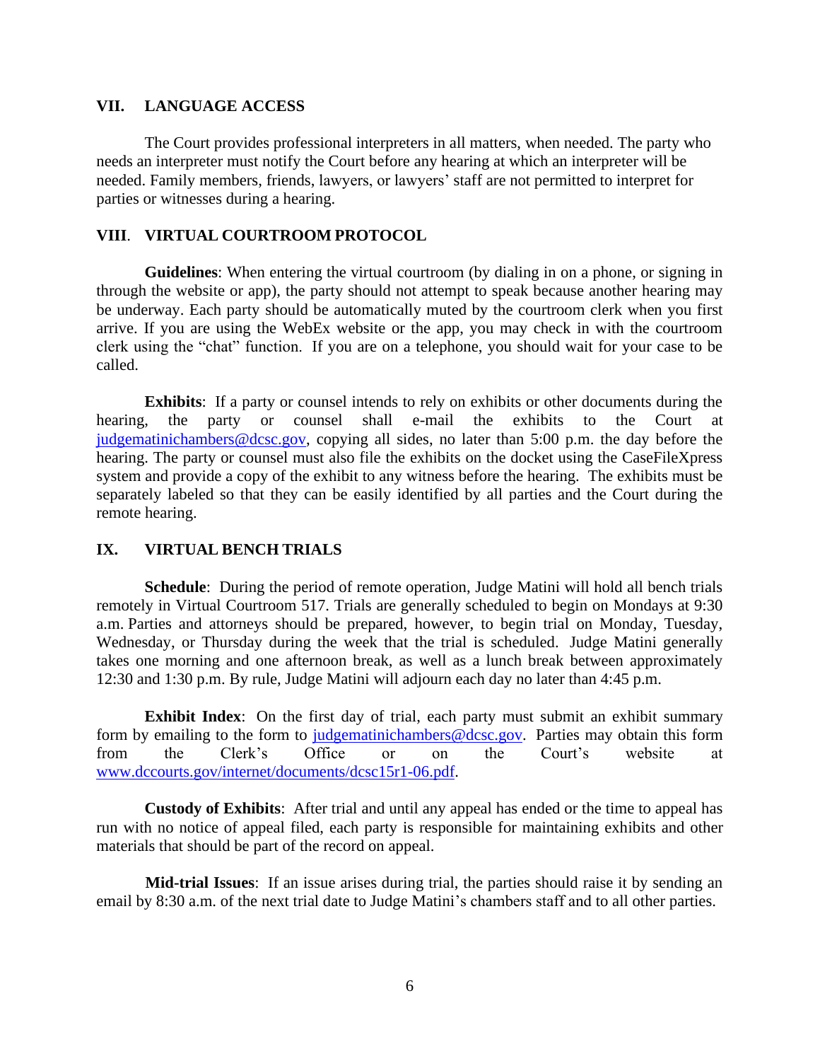## VII. LANGUAGE ACCESS

The Court provides professional interpreters in all matters, when needed. The party who needs an interpreter must notify the Court before any hearing at which an interpreter will be needed. Family members, friends, lawyers, or lawyers' staff are not permitted to interpret for parties or witnesses during a hearing.

## VIII. VIRTUAL COURTROOM PROTOCOL

**Guidelines**: When entering the virtual courtroom (by dialing in on a phone, or signing in through the website or app), the party should not attempt to speak because another hearing may be underway. Each party should be automatically muted by the courtroom clerk when you first arrive. If you are using the WebEx website or the app, you may check in with the courtroom clerk using the "chat" function. If you are on a telephone, you should wait for your case to be called.

**Exhibits**: If a party or counsel intends to rely on exhibits or other documents during the hearing, the party or counsel shall e-mail the exhibits to the Court at judgematinichambers@dcsc.gov, copying all sides, no later than 5:00 p.m. the day before the hearing. The party or counsel must also file the exhibits on the docket using the CaseFileXpress system and provide a copy of the exhibit to any witness before the hearing. The exhibits must be separately labeled so that they can be easily identified by all parties and the Court during the remote hearing.

## IX. VIRTUAL BENCH TRIALS

**Schedule**: During the period of remote operation, Judge Matini will hold all bench trials remotely in Virtual Courtroom 517. Trials are generally scheduled to begin on Mondays at 9:30 a.m. Parties and attorneys should be prepared, however, to begin trial on Monday, Tuesday, Wednesday, or Thursday during the week that the trial is scheduled. Judge Matini generally takes one morning and one afternoon break, as well as a lunch break between approximately 12:30 and 1:30 p.m. By rule, Judge Matini will adjourn each day no later than 4:45 p.m.

**Exhibit Index**: On the first day of trial, each party must submit an exhibit summary form by emailing to the form to judgematinichambers@dcsc.gov. Parties may obtain this form from the Clerk's Office or on the Court's website at www.dccourts.gov/internet/documents/dcsc15r1-06.pdf.

**Custody of Exhibits**: After trial and until any appeal has ended or the time to appeal has run with no notice of appeal filed, each party is responsible for maintaining exhibits and other materials that should be part of the record on appeal.

**Mid-trial Issues**: If an issue arises during trial, the parties should raise it by sending an email by 8:30 a.m. of the next trial date to Judge Matini's chambers staff and to all other parties.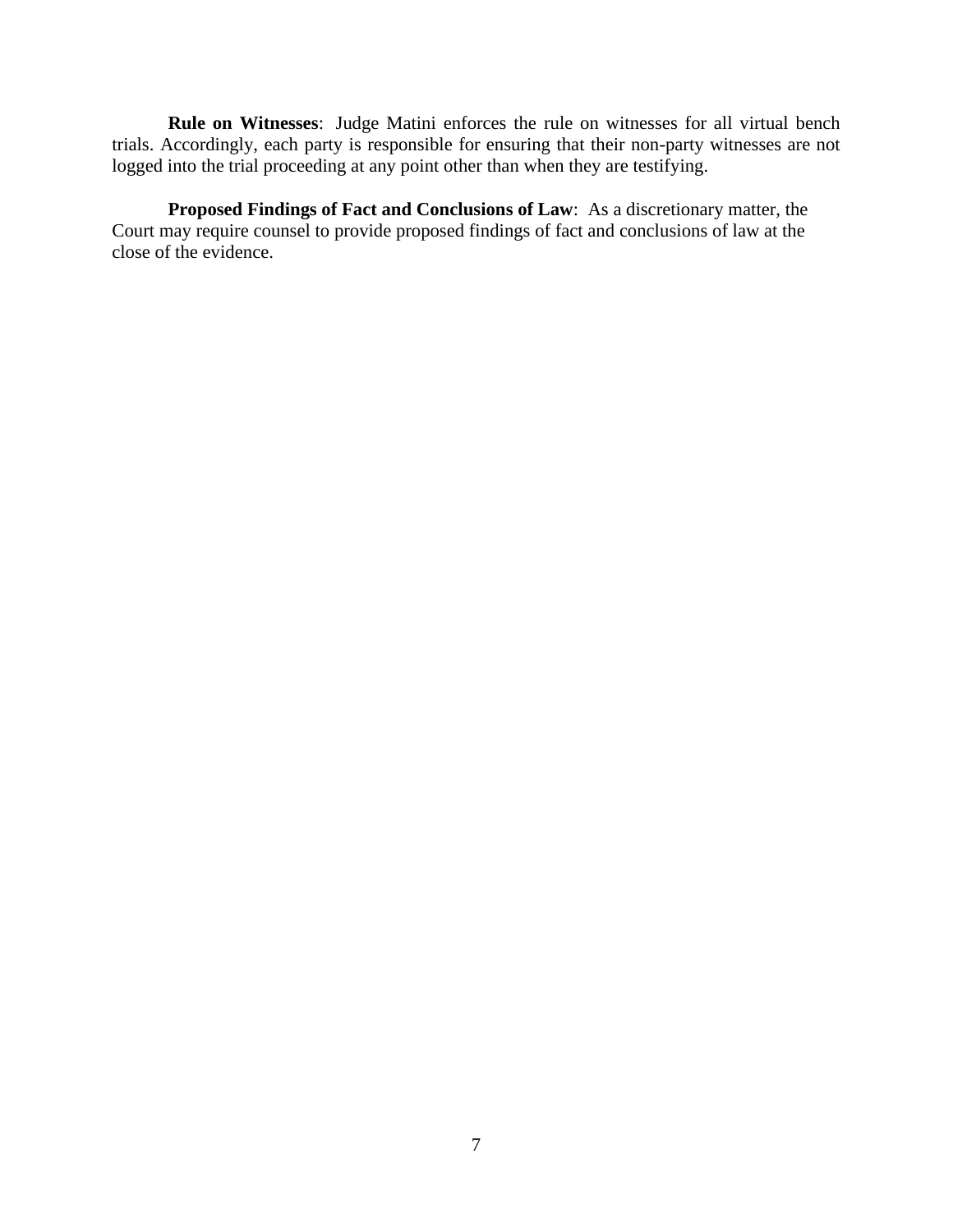**Rule on Witnesses**: Judge Matini enforces the rule on witnesses for all virtual bench trials. Accordingly, each party is responsible for ensuring that their non-party witnesses are not logged into the trial proceeding at any point other than when they are testifying.

**Proposed Findings of Fact and Conclusions of Law**: As a discretionary matter, the Court may require counsel to provide proposed findings of fact and conclusions of law at the close of the evidence.